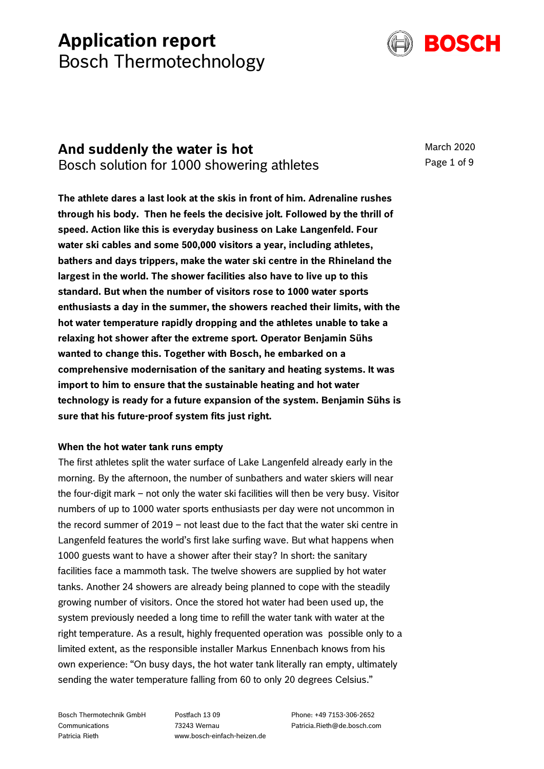# Application report
Bosch Thermotechnology

## And suddenly the water is hot
Bosch solution for 1000 showering athletes

March 2020

**The athlete dares a last look at the skis in front of him. Adrenaline rushes through his body. Then he feels the decisive jolt. Followed by the thrill of speed. Action like this is everyday business on Lake Langenfeld. Four water ski cables and some 500,000 visitors a year, including athletes, bathers and days trippers, make the water ski centre in the Rhineland the largest in the world. The shower facilities also have to live up to this standard. But when the number of visitors rose to 1000 water sports enthusiasts a day in the summer, the showers reached their limits, with the hot water temperature rapidly dropping and the athletes unable to take a relaxing hot shower after the extreme sport. Operator Benjamin Sühs wanted to change this. Together with Bosch, he embarked on a comprehensive modernisation of the sanitary and heating systems. It was import to him to ensure that the sustainable heating and hot water technology is ready for a future expansion of the system. Benjamin Sühs is sure that his future-proof system fits just right.**

### When the hot water tank runs empty

The first athletes split the water surface of Lake Langenfeld already early in the morning. By the afternoon, the number of sunbathers and water skiers will near the four-digit mark – not only the water ski facilities will then be very busy. Visitor numbers of up to 1000 water sports enthusiasts per day were not uncommon in the record summer of 2019 – not least due to the fact that the water ski centre in Langenfeld features the world's first lake surfing wave. But what happens when 1000 guests want to have a shower after their stay? In short: the sanitary facilities face a mammoth task. The twelve showers are supplied by hot water tanks. Another 24 showers are already being planned to cope with the steadily growing number of visitors. Once the stored hot water had been used up, the system previously needed a long time to refill the water tank with water at the right temperature. As a result, highly frequented operation was possible only to a limited extent, as the responsible installer Markus Ennenbach knows from his own experience: "On busy days, the hot water tank literally ran empty, ultimately sending the water temperature falling from 60 to only 20 degrees Celsius."

Bosch Thermotechnik GmbH
Communications
Patricia Rieth

Postfach 13 09
73243 Wernau
www.bosch-einfach-heizen.de

Phone: +49 7153-306-2652
Patricia.Rieth@de.bosch.com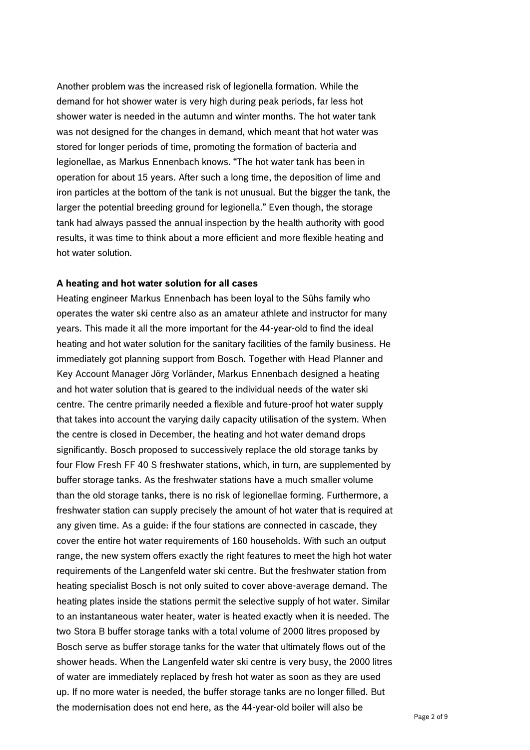Another problem was the increased risk of legionella formation. While the demand for hot shower water is very high during peak periods, far less hot shower water is needed in the autumn and winter months. The hot water tank was not designed for the changes in demand, which meant that hot water was stored for longer periods of time, promoting the formation of bacteria and legionellae, as Markus Ennenbach knows. “The hot water tank has been in operation for about 15 years. After such a long time, the deposition of lime and iron particles at the bottom of the tank is not unusual. But the bigger the tank, the larger the potential breeding ground for legionella.” Even though, the storage tank had always passed the annual inspection by the health authority with good results, it was time to think about a more efficient and more flexible heating and hot water solution.

**A heating and hot water solution for all cases**

Heating engineer Markus Ennenbach has been loyal to the Sühs family who operates the water ski centre also as an amateur athlete and instructor for many years. This made it all the more important for the 44-year-old to find the ideal heating and hot water solution for the sanitary facilities of the family business. He immediately got planning support from Bosch. Together with Head Planner and Key Account Manager Jörg Vorländer, Markus Ennenbach designed a heating and hot water solution that is geared to the individual needs of the water ski centre. The centre primarily needed a flexible and future-proof hot water supply that takes into account the varying daily capacity utilisation of the system. When the centre is closed in December, the heating and hot water demand drops significantly. Bosch proposed to successively replace the old storage tanks by four Flow Fresh FF 40 S freshwater stations, which, in turn, are supplemented by buffer storage tanks. As the freshwater stations have a much smaller volume than the old storage tanks, there is no risk of legionellae forming. Furthermore, a freshwater station can supply precisely the amount of hot water that is required at any given time. As a guide: if the four stations are connected in cascade, they cover the entire hot water requirements of 160 households. With such an output range, the new system offers exactly the right features to meet the high hot water requirements of the Langenfeld water ski centre. But the freshwater station from heating specialist Bosch is not only suited to cover above-average demand. The heating plates inside the stations permit the selective supply of hot water. Similar to an instantaneous water heater, water is heated exactly when it is needed. The two Stora B buffer storage tanks with a total volume of 2000 litres proposed by Bosch serve as buffer storage tanks for the water that ultimately flows out of the shower heads. When the Langenfeld water ski centre is very busy, the 2000 litres of water are immediately replaced by fresh hot water as soon as they are used up. If no more water is needed, the buffer storage tanks are no longer filled. But the modernisation does not end here, as the 44-year-old boiler will also be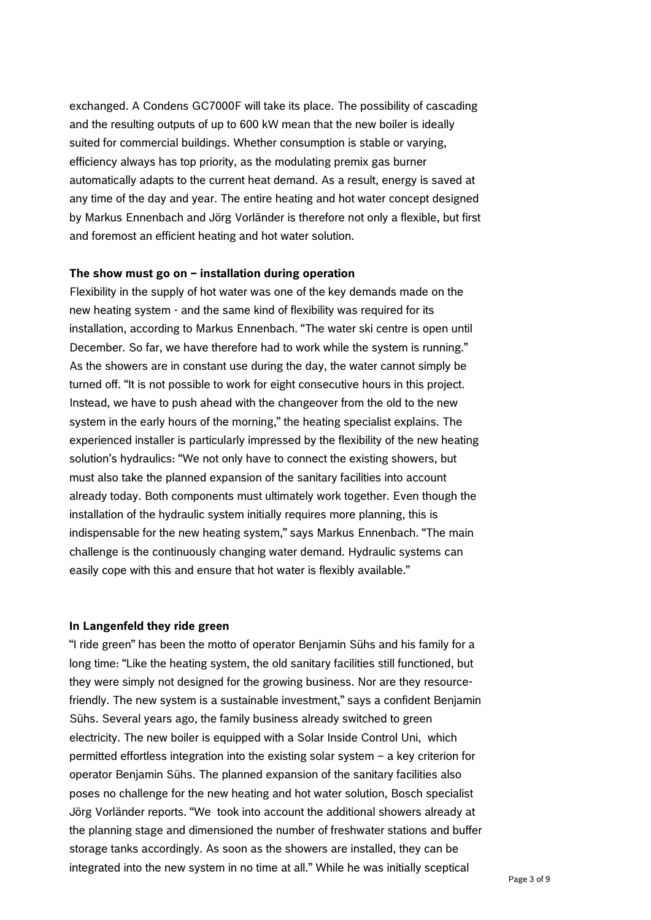exchanged. A Condens GC7000F will take its place. The possibility of cascading and the resulting outputs of up to 600 kW mean that the new boiler is ideally suited for commercial buildings. Whether consumption is stable or varying, efficiency always has top priority, as the modulating premix gas burner automatically adapts to the current heat demand. As a result, energy is saved at any time of the day and year. The entire heating and hot water concept designed by Markus Ennenbach and Jörg Vorländer is therefore not only a flexible, but first and foremost an efficient heating and hot water solution.

**The show must go on – installation during operation**

Flexibility in the supply of hot water was one of the key demands made on the new heating system - and the same kind of flexibility was required for its installation, according to Markus Ennenbach. “The water ski centre is open until December. So far, we have therefore had to work while the system is running.” As the showers are in constant use during the day, the water cannot simply be turned off. “It is not possible to work for eight consecutive hours in this project. Instead, we have to push ahead with the changeover from the old to the new system in the early hours of the morning,” the heating specialist explains. The experienced installer is particularly impressed by the flexibility of the new heating solution’s hydraulics: “We not only have to connect the existing showers, but must also take the planned expansion of the sanitary facilities into account already today. Both components must ultimately work together. Even though the installation of the hydraulic system initially requires more planning, this is indispensable for the new heating system,” says Markus Ennenbach. “The main challenge is the continuously changing water demand. Hydraulic systems can easily cope with this and ensure that hot water is flexibly available.”

**In Langenfeld they ride green**

“I ride green” has been the motto of operator Benjamin Sühs and his family for a long time: “Like the heating system, the old sanitary facilities still functioned, but they were simply not designed for the growing business. Nor are they resource-friendly. The new system is a sustainable investment,” says a confident Benjamin Sühs. Several years ago, the family business already switched to green electricity. The new boiler is equipped with a Solar Inside Control Uni, which permitted effortless integration into the existing solar system – a key criterion for operator Benjamin Sühs. The planned expansion of the sanitary facilities also poses no challenge for the new heating and hot water solution, Bosch specialist Jörg Vorländer reports. “We took into account the additional showers already at the planning stage and dimensioned the number of freshwater stations and buffer storage tanks accordingly. As soon as the showers are installed, they can be integrated into the new system in no time at all.” While he was initially sceptical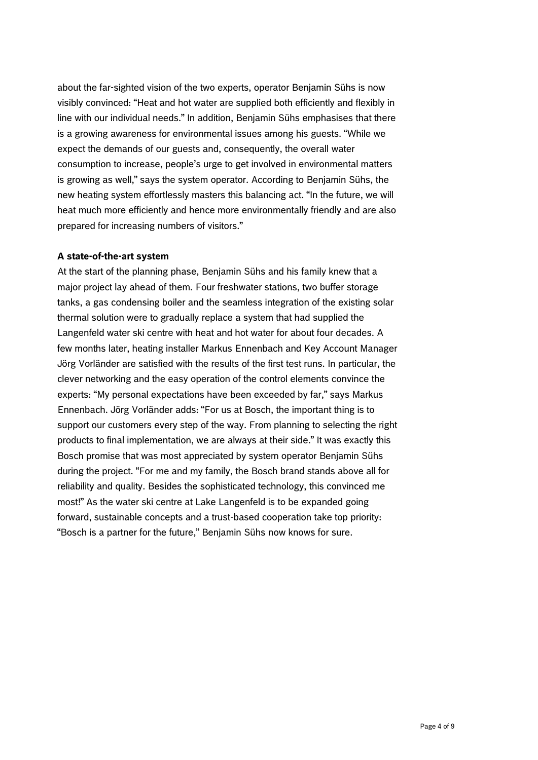about the far-sighted vision of the two experts, operator Benjamin Sühs is now visibly convinced: "Heat and hot water are supplied both efficiently and flexibly in line with our individual needs." In addition, Benjamin Sühs emphasises that there is a growing awareness for environmental issues among his guests. "While we expect the demands of our guests and, consequently, the overall water consumption to increase, people's urge to get involved in environmental matters is growing as well," says the system operator. According to Benjamin Sühs, the new heating system effortlessly masters this balancing act. "In the future, we will heat much more efficiently and hence more environmentally friendly and are also prepared for increasing numbers of visitors."

**A state-of-the-art system**

At the start of the planning phase, Benjamin Sühs and his family knew that a major project lay ahead of them. Four freshwater stations, two buffer storage tanks, a gas condensing boiler and the seamless integration of the existing solar thermal solution were to gradually replace a system that had supplied the Langenfeld water ski centre with heat and hot water for about four decades. A few months later, heating installer Markus Ennenbach and Key Account Manager Jörg Vorländer are satisfied with the results of the first test runs. In particular, the clever networking and the easy operation of the control elements convince the experts: "My personal expectations have been exceeded by far," says Markus Ennenbach. Jörg Vorländer adds: "For us at Bosch, the important thing is to support our customers every step of the way. From planning to selecting the right products to final implementation, we are always at their side." It was exactly this Bosch promise that was most appreciated by system operator Benjamin Sühs during the project. "For me and my family, the Bosch brand stands above all for reliability and quality. Besides the sophisticated technology, this convinced me most!" As the water ski centre at Lake Langenfeld is to be expanded going forward, sustainable concepts and a trust-based cooperation take top priority: "Bosch is a partner for the future," Benjamin Sühs now knows for sure.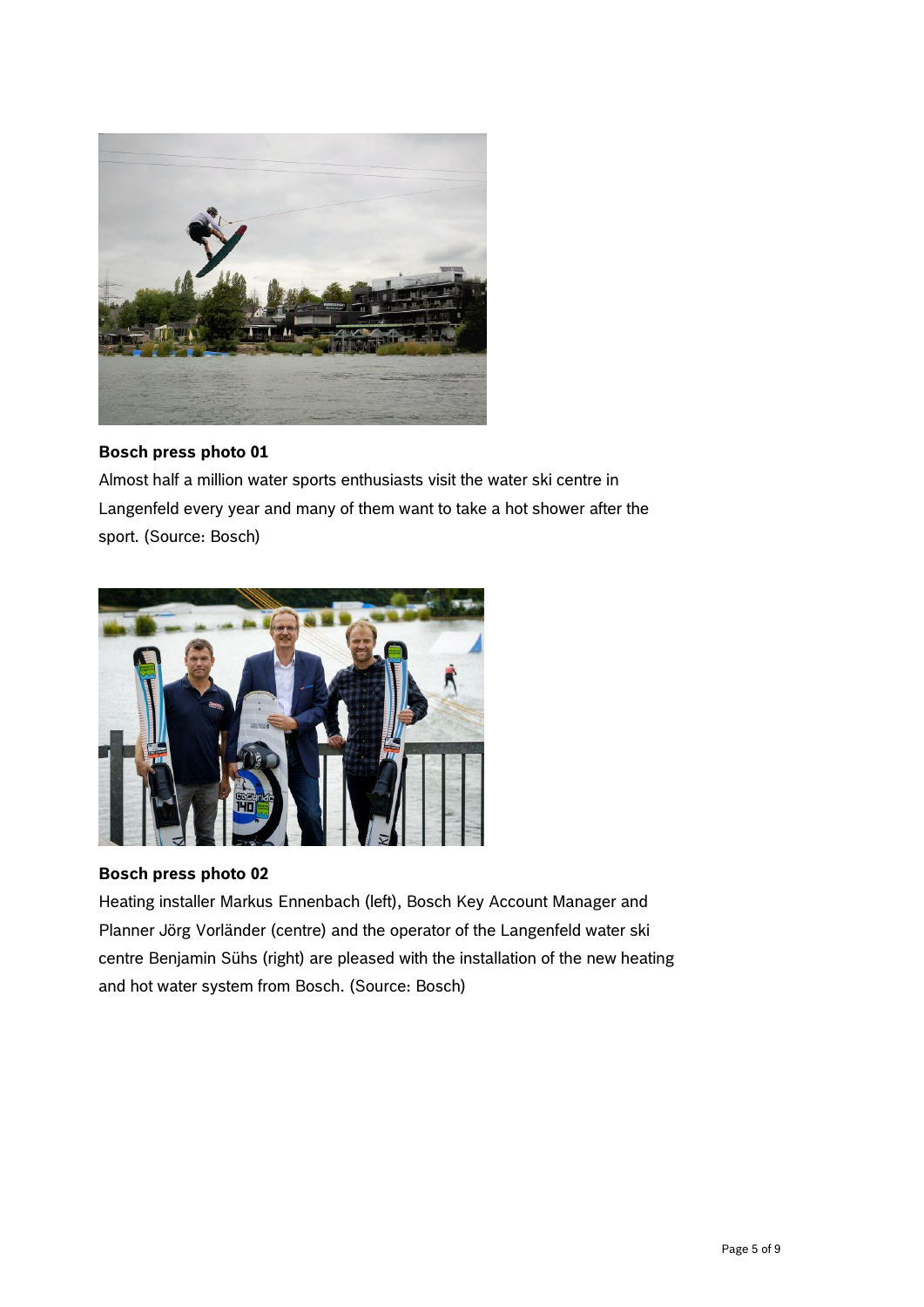**Bosch press photo 01**

Almost half a million water sports enthusiasts visit the water ski centre in Langenfeld every year and many of them want to take a hot shower after the sport. (Source: Bosch)

**Bosch press photo 02**

Heating installer Markus Ennenbach (left), Bosch Key Account Manager and Planner Jörg Vorländer (centre) and the operator of the Langenfeld water ski centre Benjamin Sühs (right) are pleased with the installation of the new heating and hot water system from Bosch. (Source: Bosch)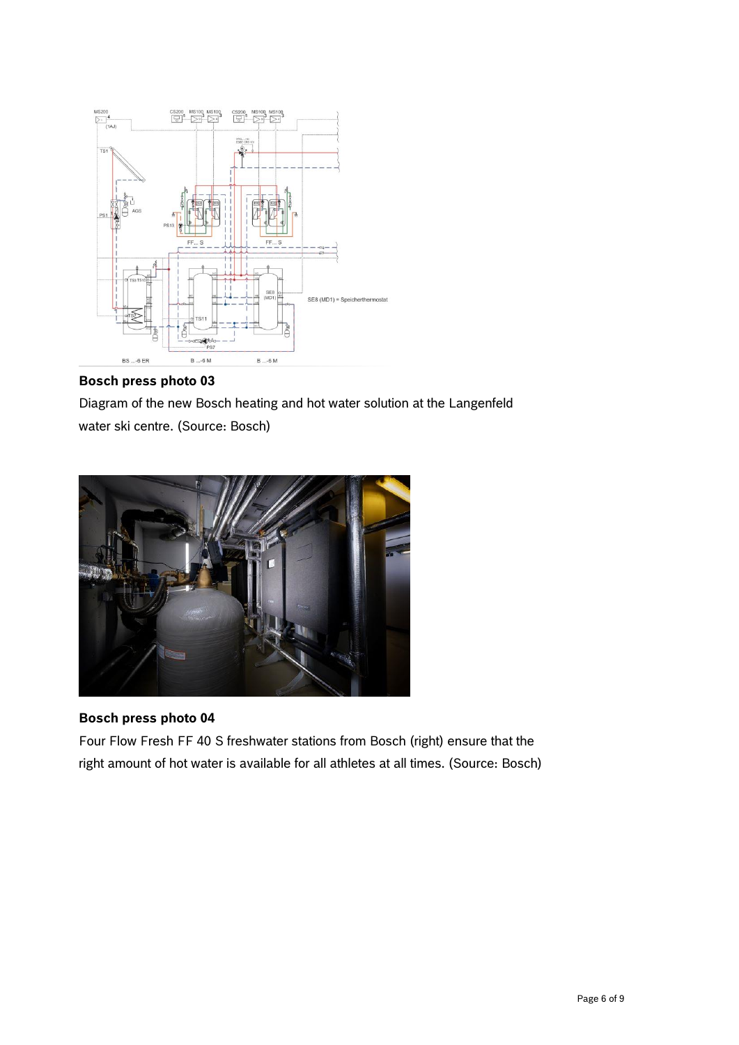**Bosch press photo 03**

Diagram of the new Bosch heating and hot water solution at the Langenfeld water ski centre. (Source: Bosch)

**Bosch press photo 04**

Four Flow Fresh FF 40 S freshwater stations from Bosch (right) ensure that the right amount of hot water is available for all athletes at all times. (Source: Bosch)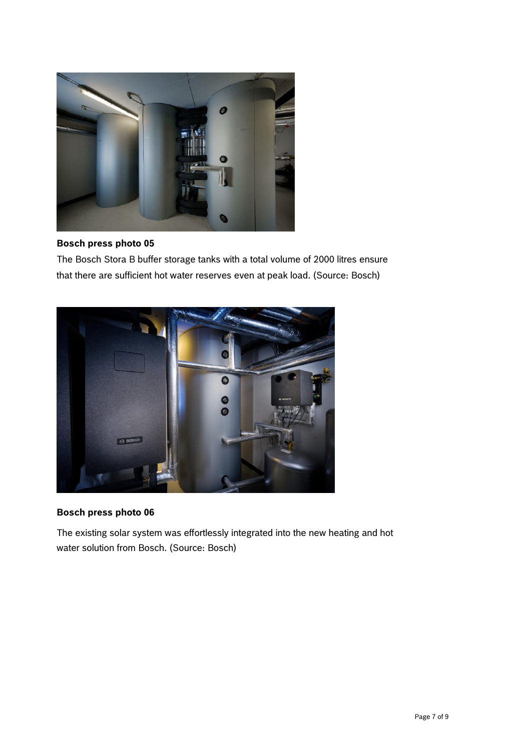**Bosch press photo 05**

The Bosch Stora B buffer storage tanks with a total volume of 2000 litres ensure that there are sufficient hot water reserves even at peak load. (Source: Bosch)

**Bosch press photo 06**

The existing solar system was effortlessly integrated into the new heating and hot water solution from Bosch. (Source: Bosch)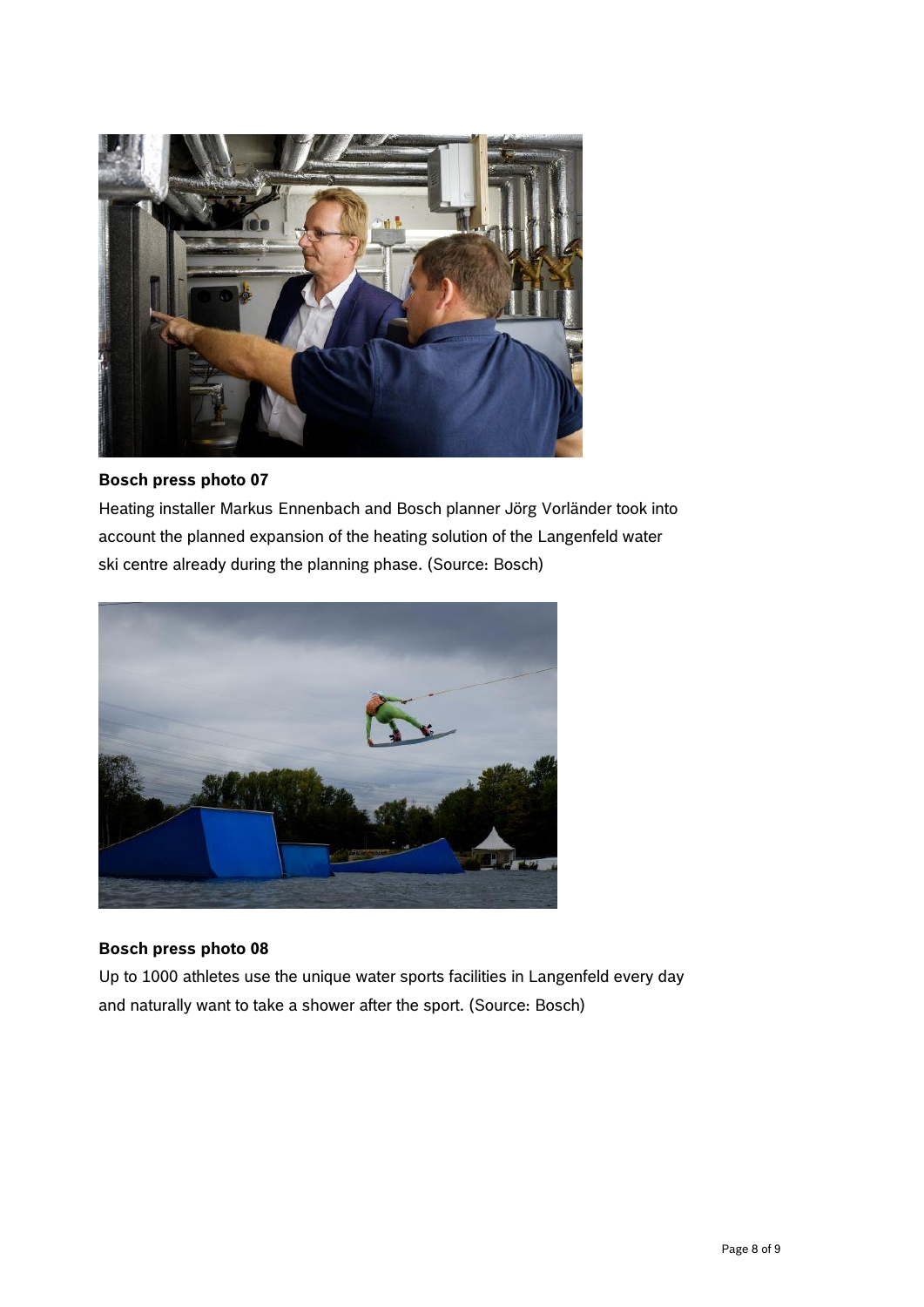**Bosch press photo 07**

Heating installer Markus Ennenbach and Bosch planner Jörg Vorländer took into account the planned expansion of the heating solution of the Langenfeld water ski centre already during the planning phase. (Source: Bosch)

**Bosch press photo 08**

Up to 1000 athletes use the unique water sports facilities in Langenfeld every day and naturally want to take a shower after the sport. (Source: Bosch)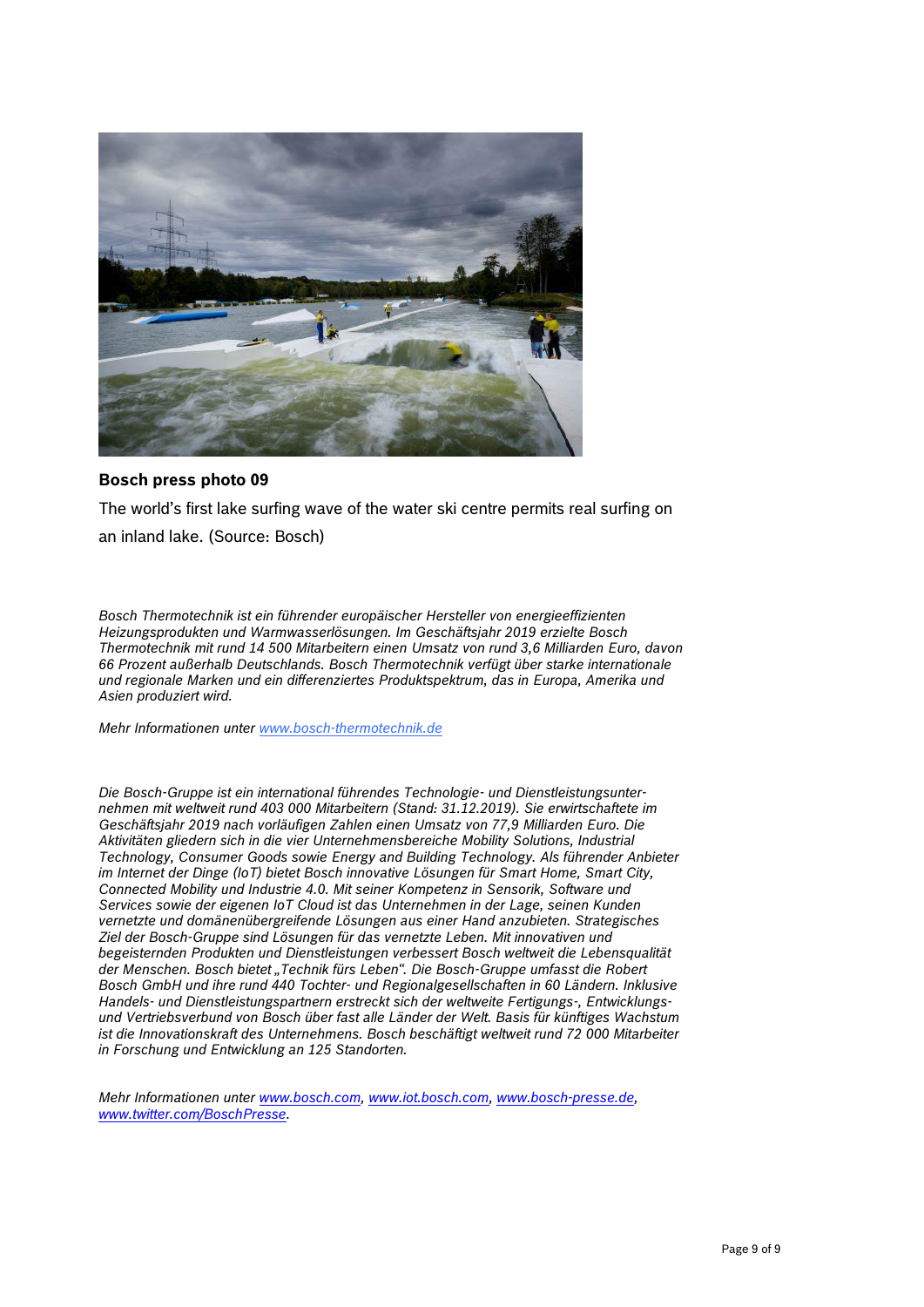**Bosch press photo 09**

The world's first lake surfing wave of the water ski centre permits real surfing on an inland lake. (Source: Bosch)

*Bosch Thermotechnik ist ein führender europäischer Hersteller von energieeffizienten Heizungsprodukten und Warmwasserlösungen. Im Geschäftsjahr 2019 erzielte Bosch Thermotechnik mit rund 14 500 Mitarbeitern einen Umsatz von rund 3,6 Milliarden Euro, davon 66 Prozent außerhalb Deutschlands. Bosch Thermotechnik verfügt über starke internationale und regionale Marken und ein differenziertes Produktspektrum, das in Europa, Amerika und Asien produziert wird.*

*Mehr Informationen unter www.bosch-thermotechnik.de*

*Die Bosch-Gruppe ist ein international führendes Technologie- und Dienstleistungsunternehmen mit weltweit rund 403 000 Mitarbeitern (Stand: 31.12.2019). Sie erwirtschaftete im Geschäftsjahr 2019 nach vorläufigen Zahlen einen Umsatz von 77,9 Milliarden Euro. Die Aktivitäten gliedern sich in die vier Unternehmensbereiche Mobility Solutions, Industrial Technology, Consumer Goods sowie Energy and Building Technology. Als führender Anbieter im Internet der Dinge (IoT) bietet Bosch innovative Lösungen für Smart Home, Smart City, Connected Mobility und Industrie 4.0. Mit seiner Kompetenz in Sensorik, Software und Services sowie der eigenen IoT Cloud ist das Unternehmen in der Lage, seinen Kunden vernetzte und domänenübergreifende Lösungen aus einer Hand anzubieten. Strategisches Ziel der Bosch-Gruppe sind Lösungen für das vernetzte Leben. Mit innovativen und begeisternden Produkten und Dienstleistungen verbessert Bosch weltweit die Lebensqualität der Menschen. Bosch bietet „Technik fürs Leben". Die Bosch-Gruppe umfasst die Robert Bosch GmbH und ihre rund 440 Tochter- und Regionalgesellschaften in 60 Ländern. Inklusive Handels- und Dienstleistungspartnern erstreckt sich der weltweite Fertigungs-, Entwicklungs- und Vertriebsverbund von Bosch über fast alle Länder der Welt. Basis für künftiges Wachstum ist die Innovationskraft des Unternehmens. Bosch beschäftigt weltweit rund 72 000 Mitarbeiter in Forschung und Entwicklung an 125 Standorten.*

*Mehr Informationen unter www.bosch.com, www.iot.bosch.com, www.bosch-presse.de, www.twitter.com/BoschPresse.*